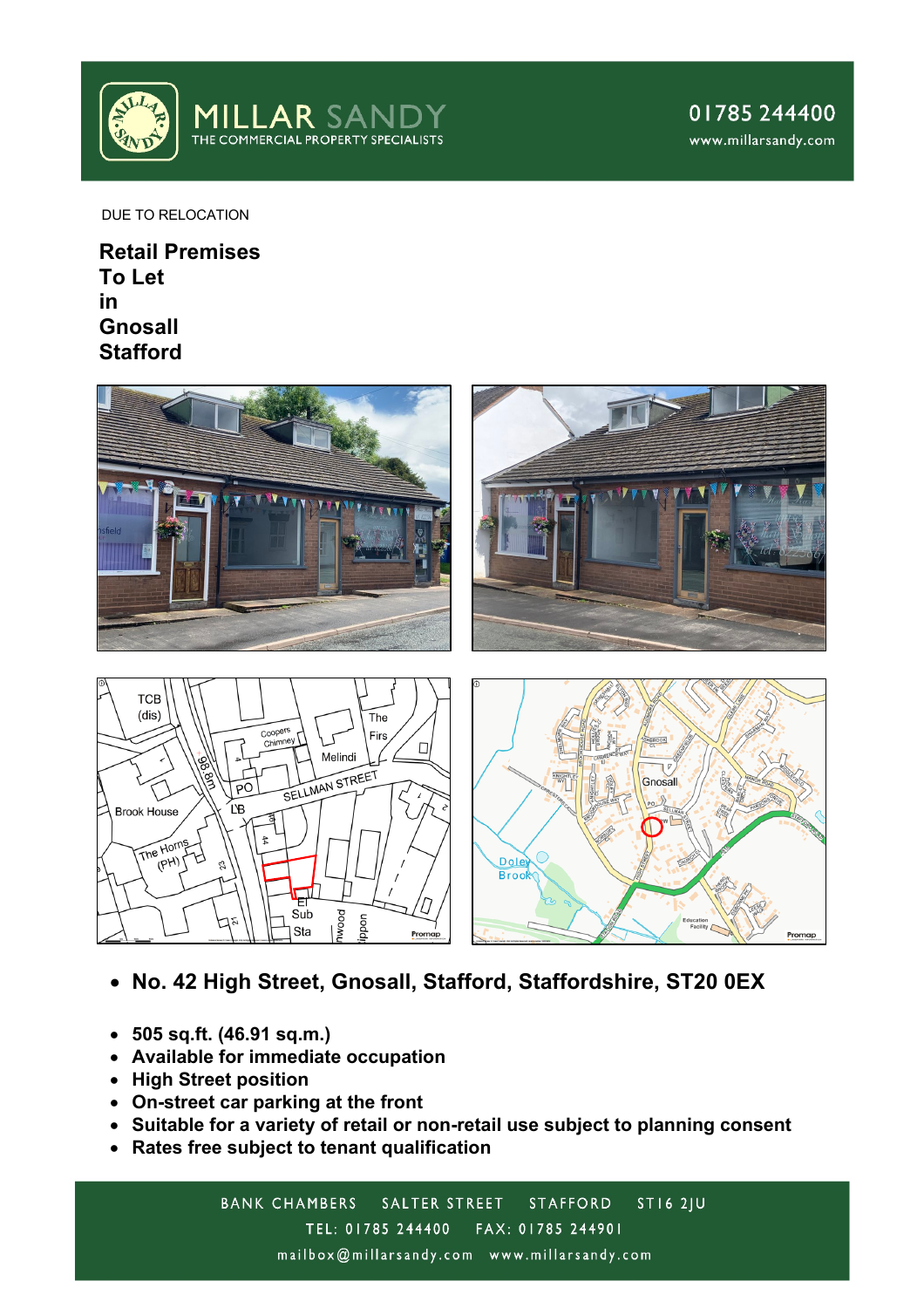MILLAR SANDY

THE COMMERCIAL PROPERTY SPECIALISTS

01785 244400

www.millarsandy.com

DUE TO RELOCATION

# Retail Premises To Let in Gnosall Stafford

- **No. 42 High Street, Gnosall, Stafford, Staffordshire, ST20 0EX**

- **505 sq.ft. (46.91 sq.m.)**
- **Available for immediate occupation**
- **High Street position**
- **On-street car parking at the front**
- **Suitable for a variety of retail or non-retail use subject to planning consent**
- **Rates free subject to tenant qualification**

BANK CHAMBERS SALTER STREET STAFFORD ST16 2JU

TEL: 01785 244400 FAX: 01785 244901

mailbox@millarsandy.com www.millarsandy.com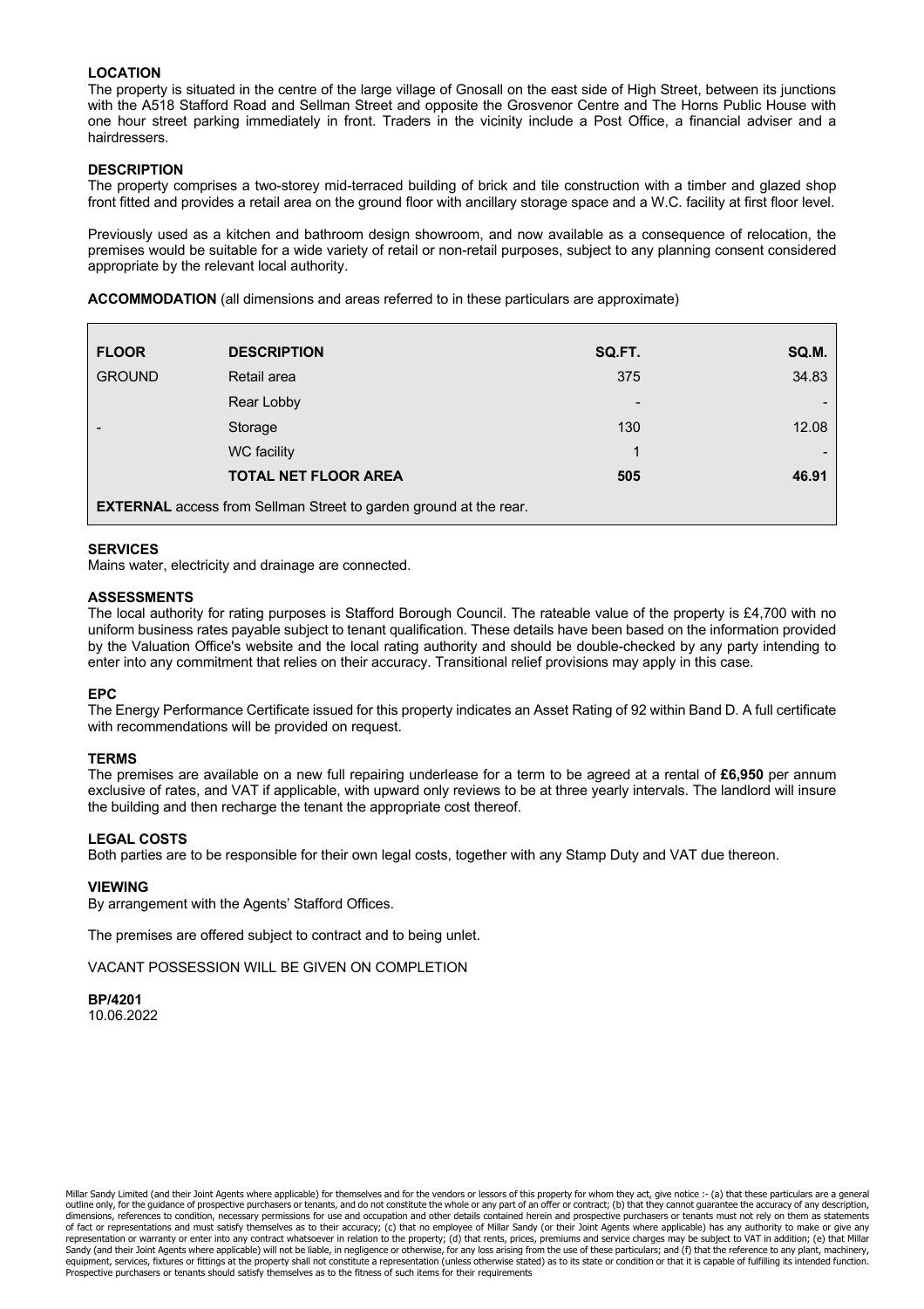## LOCATION

The property is situated in the centre of the large village of Gnosall on the east side of High Street, between its junctions with the A518 Stafford Road and Sellman Street and opposite the Grosvenor Centre and The Horns Public House with one hour street parking immediately in front. Traders in the vicinity include a Post Office, a financial adviser and a hairdressers.

## DESCRIPTION

The property comprises a two-storey mid-terraced building of brick and tile construction with a timber and glazed shop front fitted and provides a retail area on the ground floor with ancillary storage space and a W.C. facility at first floor level.

Previously used as a kitchen and bathroom design showroom, and now available as a consequence of relocation, the premises would be suitable for a wide variety of retail or non-retail purposes, subject to any planning consent considered appropriate by the relevant local authority.

**ACCOMMODATION** (all dimensions and areas referred to in these particulars are approximate)

| FLOOR | DESCRIPTION | SQ.FT. | SQ.M. |
|---|---|---|---|
| GROUND | Retail area | 375 | 34.83 |
| | Rear Lobby | - | - |
| - | Storage | 130 | 12.08 |
| | WC facility | 1 | - |
| | **TOTAL NET FLOOR AREA** | **505** | **46.91** |

**EXTERNAL** access from Sellman Street to garden ground at the rear.

## SERVICES

Mains water, electricity and drainage are connected.

## ASSESSMENTS

The local authority for rating purposes is Stafford Borough Council. The rateable value of the property is £4,700 with no uniform business rates payable subject to tenant qualification. These details have been based on the information provided by the Valuation Office's website and the local rating authority and should be double-checked by any party intending to enter into any commitment that relies on their accuracy. Transitional relief provisions may apply in this case.

## EPC

The Energy Performance Certificate issued for this property indicates an Asset Rating of 92 within Band D. A full certificate with recommendations will be provided on request.

## TERMS

The premises are available on a new full repairing underlease for a term to be agreed at a rental of **£6,950** per annum exclusive of rates, and VAT if applicable, with upward only reviews to be at three yearly intervals. The landlord will insure the building and then recharge the tenant the appropriate cost thereof.

## LEGAL COSTS

Both parties are to be responsible for their own legal costs, together with any Stamp Duty and VAT due thereon.

## VIEWING

By arrangement with the Agents' Stafford Offices.

The premises are offered subject to contract and to being unlet.

VACANT POSSESSION WILL BE GIVEN ON COMPLETION

**BP/4201**
10.06.2022

Millar Sandy Limited (and their Joint Agents where applicable) for themselves and for the vendors or lessors of this property for whom they act, give notice :- (a) that these particulars are a general outline only, for the guidance of prospective purchasers or tenants, and do not constitute the whole or any part of an offer or contract; (b) that they cannot guarantee the accuracy of any description, dimensions, references to condition, necessary permissions for use and occupation and other details contained herein and prospective purchasers or tenants must not rely on them as statements of fact or representations and must satisfy themselves as to their accuracy; (c) that no employee of Millar Sandy (or their Joint Agents where applicable) has any authority to make or give any representation or warranty or enter into any contract whatsoever in relation to the property; (d) that rents, prices, premiums and service charges may be subject to VAT in addition; (e) that Millar Sandy (and their Joint Agents where applicable) will not be liable, in negligence or otherwise, for any loss arising from the use of these particulars; and (f) that the reference to any plant, machinery, equipment, services, fixtures or fittings at the property shall not constitute a representation (unless otherwise stated) as to its state or condition or that it is capable of fulfilling its intended function. Prospective purchasers or tenants should satisfy themselves as to the fitness of such items for their requirements